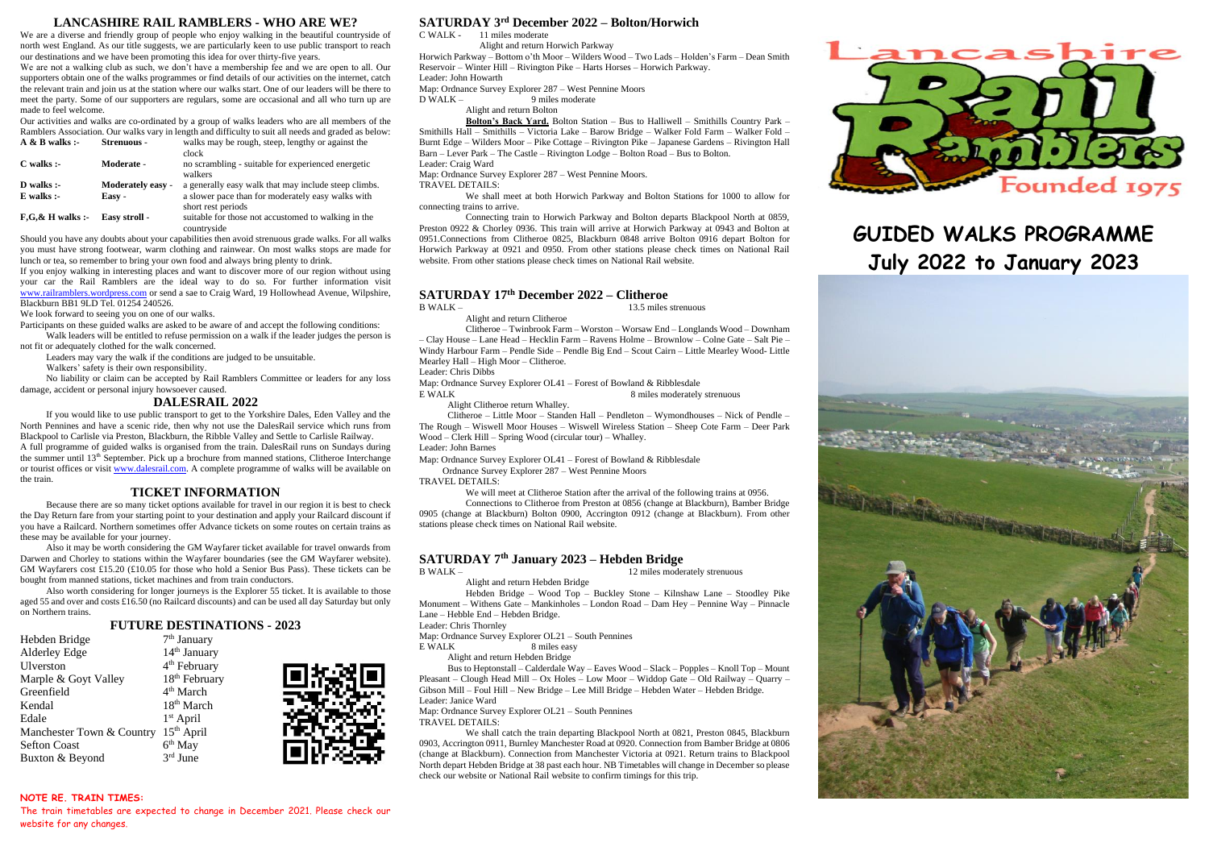## LANCASHIRE RAIL RAMBLERS - WHO ARE WE?

We are a diverse and friendly group of people who enjoy walking in the beautiful countryside of north west England. As our title suggests, we are particularly keen to use public transport to reach our destinations and we have been promoting this idea for over thirty-five years.

We are not a walking club as such, we don't have a membership fee and we are open to all. Our supporters obtain one of the walks programmes or find details of our activities on the internet, catch the relevant train and join us at the station where our walks start. One of our leaders will be there to meet the party. Some of our supporters are regulars, some are occasional and all who turn up are made to feel welcome.

Our activities and walks are co-ordinated by a group of walks leaders who are all members of the Ramblers Association. Our walks vary in length and difficulty to suit all needs and graded as below:

| | | |
|---|---|---|
| A & B walks :- | Strenuous - | walks may be rough, steep, lengthy or against the clock |
| C walks :- | Moderate - | no scrambling - suitable for experienced energetic walkers |
| D walks :- | Moderately easy - | a generally easy walk that may include steep climbs. |
| E walks :- | Easy - | a slower pace than for moderately easy walks with short rest periods |
| F,G,& H walks :- | Easy stroll - | suitable for those not accustomed to walking in the countryside |

Should you have any doubts about your capabilities then avoid strenuous grade walks. For all walks you must have strong footwear, warm clothing and rainwear. On most walks stops are made for lunch or tea, so remember to bring your own food and always bring plenty to drink.

If you enjoy walking in interesting places and want to discover more of our region without using your car the Rail Ramblers are the ideal way to do so. For further information visit www.railramblers.wordpress.com or send a sae to Craig Ward, 19 Hollowhead Avenue, Wilpshire, Blackburn BB1 9LD Tel. 01254 240526.

We look forward to seeing you on one of our walks.

Participants on these guided walks are asked to be aware of and accept the following conditions:

Walk leaders will be entitled to refuse permission on a walk if the leader judges the person is not fit or adequately clothed for the walk concerned.

Leaders may vary the walk if the conditions are judged to be unsuitable.

Walkers' safety is their own responsibility.

No liability or claim can be accepted by Rail Ramblers Committee or leaders for any loss damage, accident or personal injury howsoever caused.

## DALESRAIL 2022

If you would like to use public transport to get to the Yorkshire Dales, Eden Valley and the North Pennines and have a scenic ride, then why not use the DalesRail service which runs from Blackpool to Carlisle via Preston, Blackburn, the Ribble Valley and Settle to Carlisle Railway.

A full programme of guided walks is organised from the train. DalesRail runs on Sundays during the summer until 13th September. Pick up a brochure from manned stations, Clitheroe Interchange or tourist offices or visit www.dalesrail.com. A complete programme of walks will be available on the train.

## TICKET INFORMATION

Because there are so many ticket options available for travel in our region it is best to check the Day Return fare from your starting point to your destination and apply your Railcard discount if you have a Railcard. Northern sometimes offer Advance tickets on some routes on certain trains as these may be available for your journey.

Also it may be worth considering the GM Wayfarer ticket available for travel onwards from Darwen and Chorley to stations within the Wayfarer boundaries (see the GM Wayfarer website). GM Wayfarers cost £15.20 (£10.05 for those who hold a Senior Bus Pass). These tickets can be bought from manned stations, ticket machines and from train conductors.

Also worth considering for longer journeys is the Explorer 55 ticket. It is available to those aged 55 and over and costs £16.50 (no Railcard discounts) and can be used all day Saturday but only on Northern trains.

## FUTURE DESTINATIONS - 2023

| | |
|---|---|
| Hebden Bridge | 7th January |
| Alderley Edge | 14th January |
| Ulverston | 4th February |
| Marple & Goyt Valley | 18th February |
| Greenfield | 4th March |
| Kendal | 18th March |
| Edale | 1st April |
| Manchester Town & Country | 15th April |
| Sefton Coast | 6th May |
| Buxton & Beyond | 3rd June |

**NOTE RE. TRAIN TIMES:**

The train timetables are expected to change in December 2021. Please check our website for any changes.

## SATURDAY 3rd December 2022 – Bolton/Horwich

C WALK - 11 miles moderate

Alight and return Horwich Parkway

Horwich Parkway – Bottom o'th Moor – Wilders Wood – Two Lads – Holden's Farm – Dean Smith Reservoir – Winter Hill – Rivington Pike – Harts Horses – Horwich Parkway.

Leader: John Howarth

Map: Ordnance Survey Explorer 287 – West Pennine Moors

D WALK – 9 miles moderate

Alight and return Bolton

**Bolton's Back Yard.** Bolton Station – Bus to Halliwell – Smithills Country Park – Smithills Hall – Smithills – Victoria Lake – Barow Bridge – Walker Fold Farm – Walker Fold – Burnt Edge – Wilders Moor – Pike Cottage – Rivington Pike – Japanese Gardens – Rivington Hall Barn – Lever Park – The Castle – Rivington Lodge – Bolton Road – Bus to Bolton.

Leader: Craig Ward

Map: Ordnance Survey Explorer 287 – West Pennine Moors.

TRAVEL DETAILS:

We shall meet at both Horwich Parkway and Bolton Stations for 1000 to allow for connecting trains to arrive.

Connecting train to Horwich Parkway and Bolton departs Blackpool North at 0859, Preston 0922 & Chorley 0936. This train will arrive at Horwich Parkway at 0943 and Bolton at 0951.Connections from Clitheroe 0825, Blackburn 0848 arrive Bolton 0916 depart Bolton for Horwich Parkway at 0921 and 0950. From other stations please check times on National Rail website.

## SATURDAY 17th December 2022 – Clitheroe

B WALK – 13.5 miles strenuous

Alight and return Clitheroe

Clitheroe – Twinbrook Farm – Worston – Worsaw End – Longlands Wood – Downham – Clay House – Lane Head – Hecklin Farm – Ravens Holme – Brownlow – Colne Gate – Salt Pie – Windy Harbour Farm – Pendle Side – Pendle Big End – Scout Cairn – Little Mearley Wood- Little Mearley Hall – High Moor – Clitheroe.

Leader: Chris Dibbs

Map: Ordnance Survey Explorer OL41 – Forest of Bowland & Ribblesdale

E WALK 8 miles moderately strenuous

Alight Clitheroe return Whalley.

Clitheroe – Little Moor – Standen Hall – Pendleton – Wymondhouses – Nick of Pendle – The Rough – Wiswell Moor Houses – Wiswell Wireless Station – Sheep Cote Farm – Deer Park Wood – Clerk Hill – Spring Wood (circular tour) – Whalley.

Leader: John Barnes

Map: Ordnance Survey Explorer OL41 – Forest of Bowland & Ribblesdale

Ordnance Survey Explorer 287 – West Pennine Moors

TRAVEL DETAILS:

We will meet at Clitheroe Station after the arrival of the following trains at 0956.

Connections to Clitheroe from Preston at 0856 (change at Blackburn), Bamber Bridge 0905 (change at Blackburn) Bolton 0900, Accrington 0912 (change at Blackburn). From other stations please check times on National Rail website.

## SATURDAY 7th January 2023 – Hebden Bridge

B WALK – 12 miles moderately strenuous

Alight and return Hebden Bridge

Hebden Bridge – Wood Top – Buckley Stone – Kilnshaw Lane – Stoodley Pike Monument – Withens Gate – Mankinholes – London Road – Dam Hey – Pennine Way – Pinnacle Lane – Hebble End – Hebden Bridge.

Leader: Chris Thornley

Map: Ordnance Survey Explorer OL21 – South Pennines

E WALK 8 miles easy

Alight and return Hebden Bridge

Bus to Heptonstall – Calderdale Way – Eaves Wood – Slack – Popples – Knoll Top – Mount Pleasant – Clough Head Mill – Ox Holes – Low Moor – Widdop Gate – Old Railway – Quarry – Gibson Mill – Foul Hill – New Bridge – Lee Mill Bridge – Hebden Water – Hebden Bridge.

Leader: Janice Ward

Map: Ordnance Survey Explorer OL21 – South Pennines

TRAVEL DETAILS:

We shall catch the train departing Blackpool North at 0821, Preston 0845, Blackburn 0903, Accrington 0911, Burnley Manchester Road at 0920. Connection from Bamber Bridge at 0806 (change at Blackburn). Connection from Manchester Victoria at 0921. Return trains to Blackpool North depart Hebden Bridge at 38 past each hour. NB Timetables will change in December so please check our website or National Rail website to confirm timings for this trip.

Lancashire Rail Ramblers Founded 1975

# GUIDED WALKS PROGRAMME July 2022 to January 2023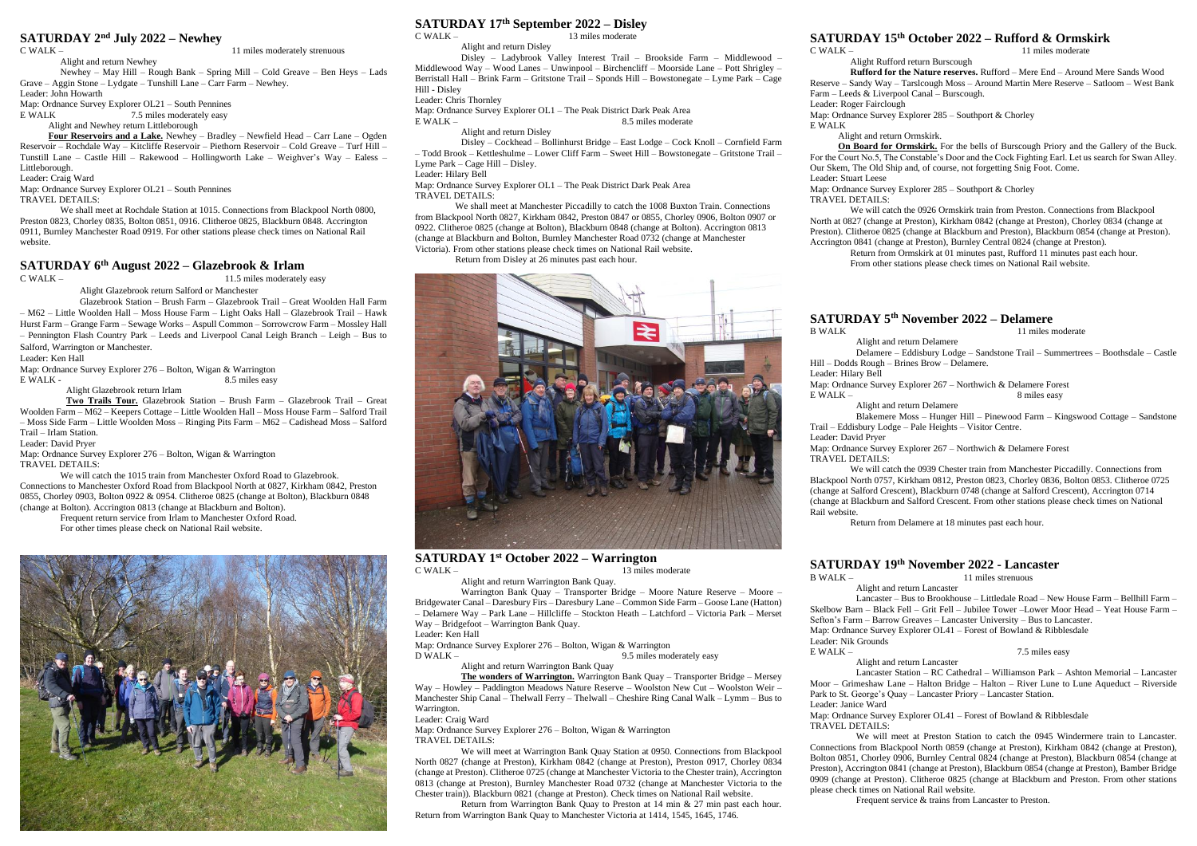## SATURDAY 2nd July 2022 – Newhey

C WALK – 11 miles moderately strenuous

Alight and return Newhey

Newhey – May Hill – Rough Bank – Spring Mill – Cold Greave – Ben Heys – Lads Grave – Aggin Stone – Lydgate – Tunshill Lane – Carr Farm – Newhey.

Leader: John Howarth

Map: Ordnance Survey Explorer OL21 – South Pennines

E WALK 7.5 miles moderately easy

Alight and Newhey return Littleborough

**Four Reservoirs and a Lake.** Newhey – Bradley – Newfield Head – Carr Lane – Ogden Reservoir – Rochdale Way – Kitcliffe Reservoir – Piethorn Reservoir – Cold Greave – Turf Hill – Tunstill Lane – Castle Hill – Rakewood – Hollingworth Lake – Weighver's Way – Ealess – Littleborough.

Leader: Craig Ward

Map: Ordnance Survey Explorer OL21 – South Pennines

TRAVEL DETAILS:

We shall meet at Rochdale Station at 1015. Connections from Blackpool North 0800, Preston 0823, Chorley 0835, Bolton 0851, 0916. Clitheroe 0825, Blackburn 0848. Accrington 0911, Burnley Manchester Road 0919. For other stations please check times on National Rail website.

## SATURDAY 6th August 2022 – Glazebrook & Irlam

C WALK – 11.5 miles moderately easy

Alight Glazebrook return Salford or Manchester

Glazebrook Station – Brush Farm – Glazebrook Trail – Great Woolden Hall Farm – M62 – Little Woolden Hall – Moss House Farm – Light Oaks Hall – Glazebrook Trail – Hawk Hurst Farm – Grange Farm – Sewage Works – Aspull Common – Sorrowcrow Farm – Mossley Hall – Pennington Flash Country Park – Leeds and Liverpool Canal Leigh Branch – Leigh – Bus to Salford, Warrington or Manchester.

Leader: Ken Hall

Map: Ordnance Survey Explorer 276 – Bolton, Wigan & Warrington

E WALK - 8.5 miles easy

Alight Glazebrook return Irlam

**Two Trails Tour.** Glazebrook Station – Brush Farm – Glazebrook Trail – Great Woolden Farm – M62 – Keepers Cottage – Little Woolden Hall – Moss House Farm – Salford Trail – Moss Side Farm – Little Woolden Moss – Ringing Pits Farm – M62 – Cadishead Moss – Salford Trail – Irlam Station.

Leader: David Pryer

Map: Ordnance Survey Explorer 276 – Bolton, Wigan & Warrington

TRAVEL DETAILS:

We will catch the 1015 train from Manchester Oxford Road to Glazebrook. Connections to Manchester Oxford Road from Blackpool North at 0827, Kirkham 0842, Preston 0855, Chorley 0903, Bolton 0922 & 0954. Clitheroe 0825 (change at Bolton), Blackburn 0848 (change at Bolton). Accrington 0813 (change at Blackburn and Bolton).

Frequent return service from Irlam to Manchester Oxford Road.

For other times please check on National Rail website.

## SATURDAY 17th September 2022 – Disley

C WALK – 13 miles moderate

Alight and return Disley

Disley – Ladybrook Valley Interest Trail – Brookside Farm – Middlewood – Middlewood Way – Wood Lanes – Unwinpool – Birchencliff – Moorside Lane – Pott Shrigley – Berristall Hall – Brink Farm – Gritstone Trail – Sponds Hill – Bowstonegate – Lyme Park – Cage Hill - Disley

Leader: Chris Thornley

Map: Ordnance Survey Explorer OL1 – The Peak District Dark Peak Area

E WALK – 8.5 miles moderate

Alight and return Disley

Disley – Cockhead – Bollinhurst Bridge – East Lodge – Cock Knoll – Cornfield Farm – Todd Brook – Kettleshulme – Lower Cliff Farm – Sweet Hill – Bowstonegate – Gritstone Trail – Lyme Park – Cage Hill – Disley.

Leader: Hilary Bell

Map: Ordnance Survey Explorer OL1 – The Peak District Dark Peak Area

TRAVEL DETAILS:

We shall meet at Manchester Piccadilly to catch the 1008 Buxton Train. Connections from Blackpool North 0827, Kirkham 0842, Preston 0847 or 0855, Chorley 0906, Bolton 0907 or 0922. Clitheroe 0825 (change at Bolton), Blackburn 0848 (change at Bolton). Accrington 0813 (change at Blackburn and Bolton, Burnley Manchester Road 0732 (change at Manchester Victoria). From other stations please check times on National Rail website.

Return from Disley at 26 minutes past each hour.

## SATURDAY 1st October 2022 – Warrington

C WALK – 13 miles moderate

Alight and return Warrington Bank Quay.

Warrington Bank Quay – Transporter Bridge – Moore Nature Reserve – Moore – Bridgewater Canal – Daresbury Firs – Daresbury Lane – Common Side Farm – Goose Lane (Hatton) – Delamere Way – Park Lane – Hillcliffe – Stockton Heath – Latchford – Victoria Park – Merset Way – Bridgefoot – Warrington Bank Quay.

Leader: Ken Hall

Map: Ordnance Survey Explorer 276 – Bolton, Wigan & Warrington

D WALK – 9.5 miles moderately easy

Alight and return Warrington Bank Quay

**The wonders of Warrington.** Warrington Bank Quay – Transporter Bridge – Mersey Way – Howley – Paddington Meadows Nature Reserve – Woolston New Cut – Woolston Weir – Manchester Ship Canal – Thelwall Ferry – Thelwall – Cheshire Ring Canal Walk – Lymm – Bus to Warrington.

Leader: Craig Ward

Map: Ordnance Survey Explorer 276 – Bolton, Wigan & Warrington

TRAVEL DETAILS:

We will meet at Warrington Bank Quay Station at 0950. Connections from Blackpool North 0827 (change at Preston), Kirkham 0842 (change at Preston), Preston 0917, Chorley 0834 (change at Preston). Clitheroe 0725 (change at Manchester Victoria to the Chester train), Accrington 0813 (change at Preston), Burnley Manchester Road 0732 (change at Manchester Victoria to the Chester train)). Blackburn 0821 (change at Preston). Check times on National Rail website.

Return from Warrington Bank Quay to Preston at 14 min & 27 min past each hour. Return from Warrington Bank Quay to Manchester Victoria at 1414, 1545, 1645, 1746.

## SATURDAY 15th October 2022 – Rufford & Ormskirk

C WALK – 11 miles moderate

Alight Rufford return Burscough

**Rufford for the Nature reserves.** Rufford – Mere End – Around Mere Sands Wood Reserve – Sandy Way – Tarslcough Moss – Around Martin Mere Reserve – Satloom – West Bank Farm – Leeds & Liverpool Canal – Burscough.

Leader: Roger Fairclough

Map: Ordnance Survey Explorer 285 – Southport & Chorley

E WALK

Alight and return Ormskirk.

**On Board for Ormskirk.** For the bells of Burscough Priory and the Gallery of the Buck. For the Court No.5, The Constable's Door and the Cock Fighting Earl. Let us search for Swan Alley. Our Skem, The Old Ship and, of course, not forgetting Snig Foot. Come.

Leader: Stuart Leese

Map: Ordnance Survey Explorer 285 – Southport & Chorley

TRAVEL DETAILS:

We will catch the 0926 Ormskirk train from Preston. Connections from Blackpool North at 0827 (change at Preston), Kirkham 0842 (change at Preston), Chorley 0834 (change at Preston). Clitheroe 0825 (change at Blackburn and Preston), Blackburn 0854 (change at Preston). Accrington 0841 (change at Preston), Burnley Central 0824 (change at Preston).

Return from Ormskirk at 01 minutes past, Rufford 11 minutes past each hour.

From other stations please check times on National Rail website.

## SATURDAY 5th November 2022 – Delamere

B WALK 11 miles moderate

Alight and return Delamere

Delamere – Eddisbury Lodge – Sandstone Trail – Summertrees – Boothsdale – Castle Hill – Dodds Rough – Brines Brow – Delamere.

Leader: Hilary Bell

Map: Ordnance Survey Explorer 267 – Northwich & Delamere Forest

E WALK – 8 miles easy

Alight and return Delamere

Blakemere Moss – Hunger Hill – Pinewood Farm – Kingswood Cottage – Sandstone Trail – Eddisbury Lodge – Pale Heights – Visitor Centre.

Leader: David Pryer

Map: Ordnance Survey Explorer 267 – Northwich & Delamere Forest

TRAVEL DETAILS:

We will catch the 0939 Chester train from Manchester Piccadilly. Connections from Blackpool North 0757, Kirkham 0812, Preston 0823, Chorley 0836, Bolton 0853. Clitheroe 0725 (change at Salford Crescent), Blackburn 0748 (change at Salford Crescent), Accrington 0714 (change at Blackburn and Salford Crescent. From other stations please check times on National Rail website.

Return from Delamere at 18 minutes past each hour.

## SATURDAY 19th November 2022 - Lancaster

B WALK – 11 miles strenuous

Alight and return Lancaster

Lancaster – Bus to Brookhouse – Littledale Road – New House Farm – Bellhill Farm – Skelbow Barn – Black Fell – Grit Fell – Jubilee Tower –Lower Moor Head – Yeat House Farm – Sefton's Farm – Barrow Greaves – Lancaster University – Bus to Lancaster.

Map: Ordnance Survey Explorer OL41 – Forest of Bowland & Ribblesdale

Leader: Nik Grounds

E WALK – 7.5 miles easy

Alight and return Lancaster

Lancaster Station – RC Cathedral – Williamson Park – Ashton Memorial – Lancaster Moor – Grimeshaw Lane – Halton Bridge – Halton – River Lune to Lune Aqueduct – Riverside Park to St. George's Quay – Lancaster Priory – Lancaster Station.

Leader: Janice Ward

Map: Ordnance Survey Explorer OL41 – Forest of Bowland & Ribblesdale

TRAVEL DETAILS:

We will meet at Preston Station to catch the 0945 Windermere train to Lancaster. Connections from Blackpool North 0859 (change at Preston), Kirkham 0842 (change at Preston), Bolton 0851, Chorley 0906, Burnley Central 0824 (change at Preston), Blackburn 0854 (change at Preston), Accrington 0841 (change at Preston), Blackburn 0854 (change at Preston), Bamber Bridge 0909 (change at Preston). Clitheroe 0825 (change at Blackburn and Preston. From other stations please check times on National Rail website.

Frequent service & trains from Lancaster to Preston.